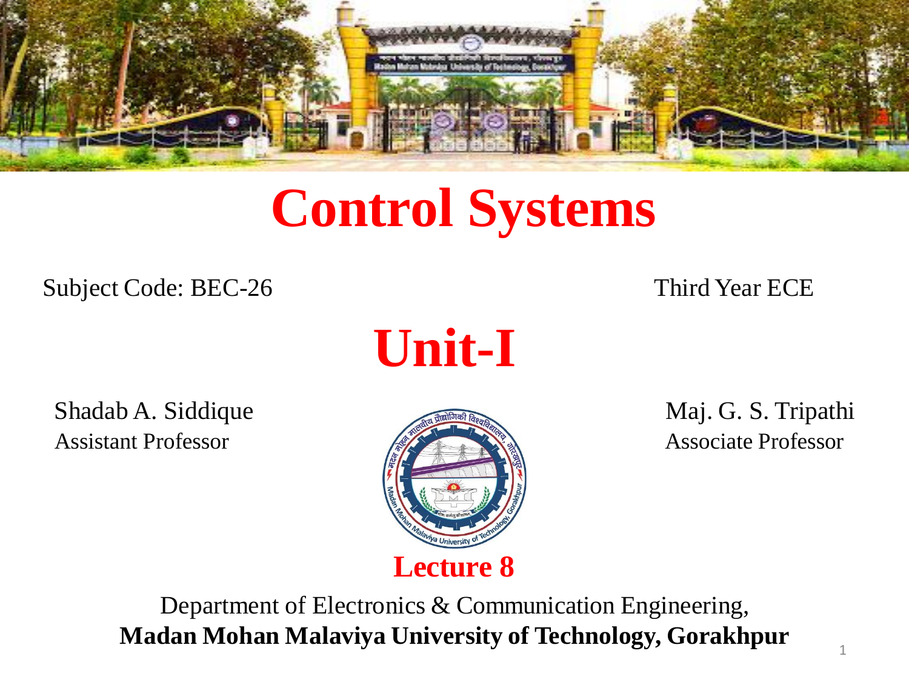# Control Systems

Subject Code: BEC-26

Third Year ECE

## Unit-I

Shadab A. Siddique
Assistant Professor

Maj. G. S. Tripathi
Associate Professor

**Lecture 8**

Department of Electronics & Communication Engineering,
**Madan Mohan Malaviya University of Technology, Gorakhpur**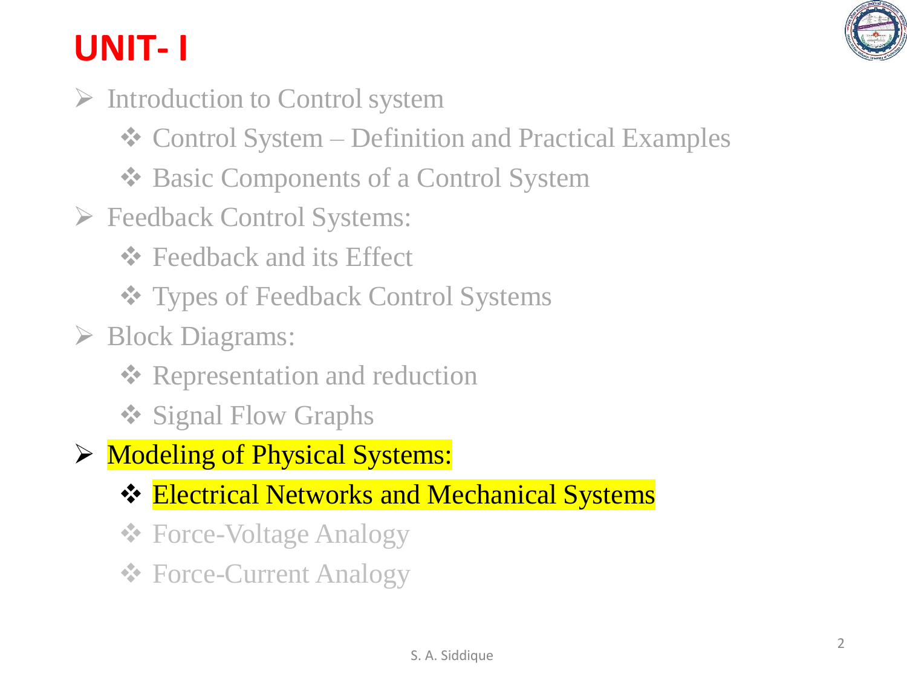# UNIT- I

- Introduction to Control system
  - Control System – Definition and Practical Examples
  - Basic Components of a Control System
- Feedback Control Systems:
  - Feedback and its Effect
  - Types of Feedback Control Systems
- Block Diagrams:
  - Representation and reduction
  - Signal Flow Graphs
- Modeling of Physical Systems:
  - Electrical Networks and Mechanical Systems
  - Force-Voltage Analogy
  - Force-Current Analogy

S. A. Siddique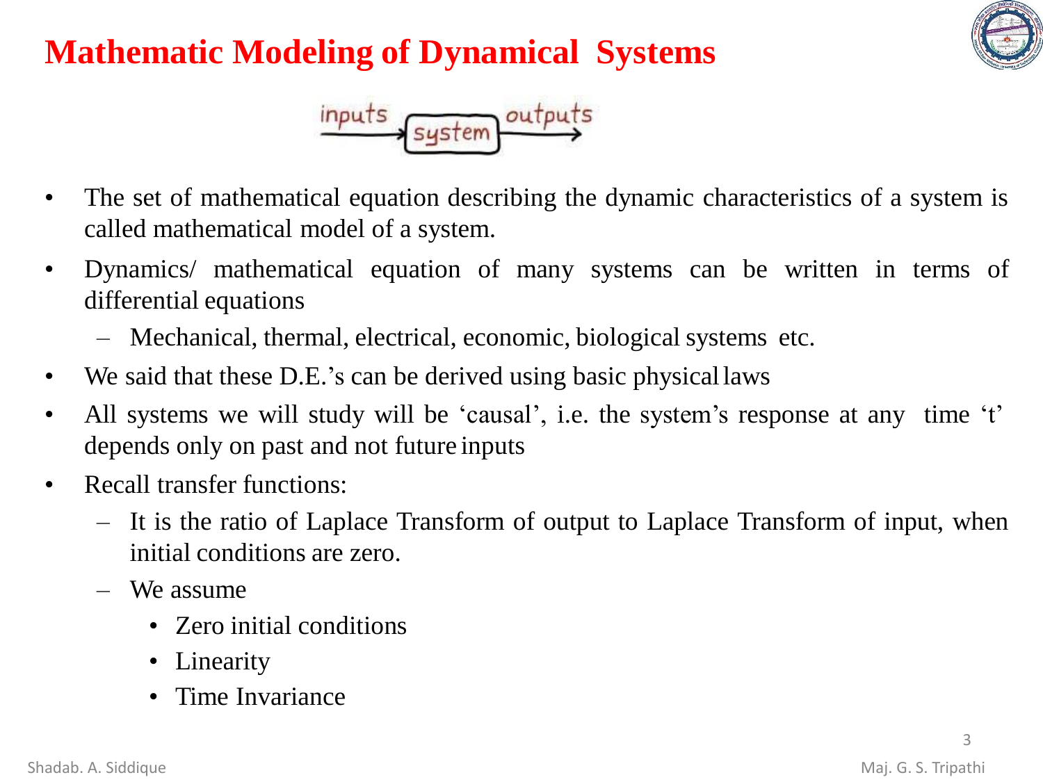# Mathematic Modeling of Dynamical Systems

- The set of mathematical equation describing the dynamic characteristics of a system is called mathematical model of a system.
- Dynamics/ mathematical equation of many systems can be written in terms of differential equations
  - Mechanical, thermal, electrical, economic, biological systems etc.
- We said that these D.E.'s can be derived using basic physical laws
- All systems we will study will be 'causal', i.e. the system's response at any time 't' depends only on past and not future inputs
- Recall transfer functions:
  - It is the ratio of Laplace Transform of output to Laplace Transform of input, when initial conditions are zero.
  - We assume
    - Zero initial conditions
    - Linearity
    - Time Invariance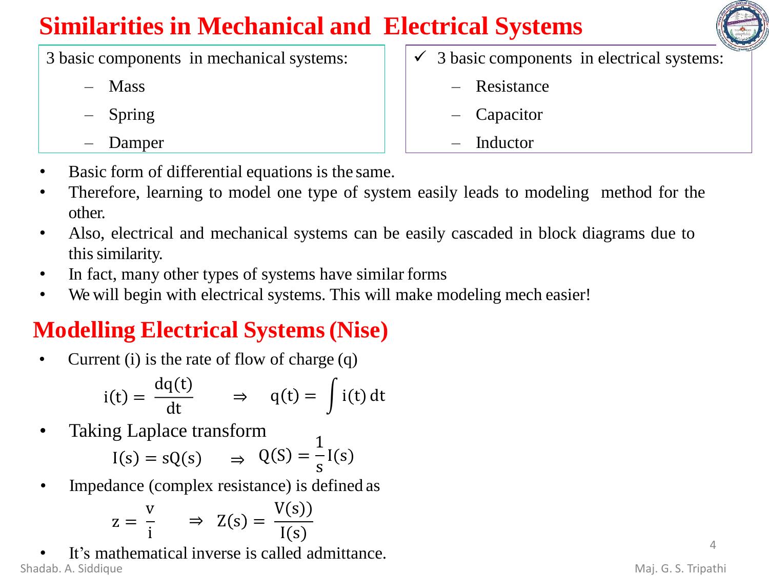# Similarities in Mechanical and Electrical Systems

3 basic components in mechanical systems:

- Mass
- Spring
- Damper

✓ 3 basic components in electrical systems:

- Resistance
- Capacitor
- Inductor

- Basic form of differential equations is the same.
- Therefore, learning to model one type of system easily leads to modeling method for the other.
- Also, electrical and mechanical systems can be easily cascaded in block diagrams due to this similarity.
- In fact, many other types of systems have similar forms
- We will begin with electrical systems. This will make modeling mech easier!

# Modelling Electrical Systems (Nise)

- Current (i) is the rate of flow of charge (q)

$$i(t) = \frac{dq(t)}{dt} \quad \Rightarrow \quad q(t) = \int i(t)\, dt$$

- Taking Laplace transform

$$I(s) = sQ(s) \quad \Rightarrow \quad Q(S) = \frac{1}{s} I(s)$$

- Impedance (complex resistance) is defined as

$$z = \frac{v}{i} \quad \Rightarrow \quad Z(s) = \frac{V(s))}{I(s)}$$

- It's mathematical inverse is called admittance.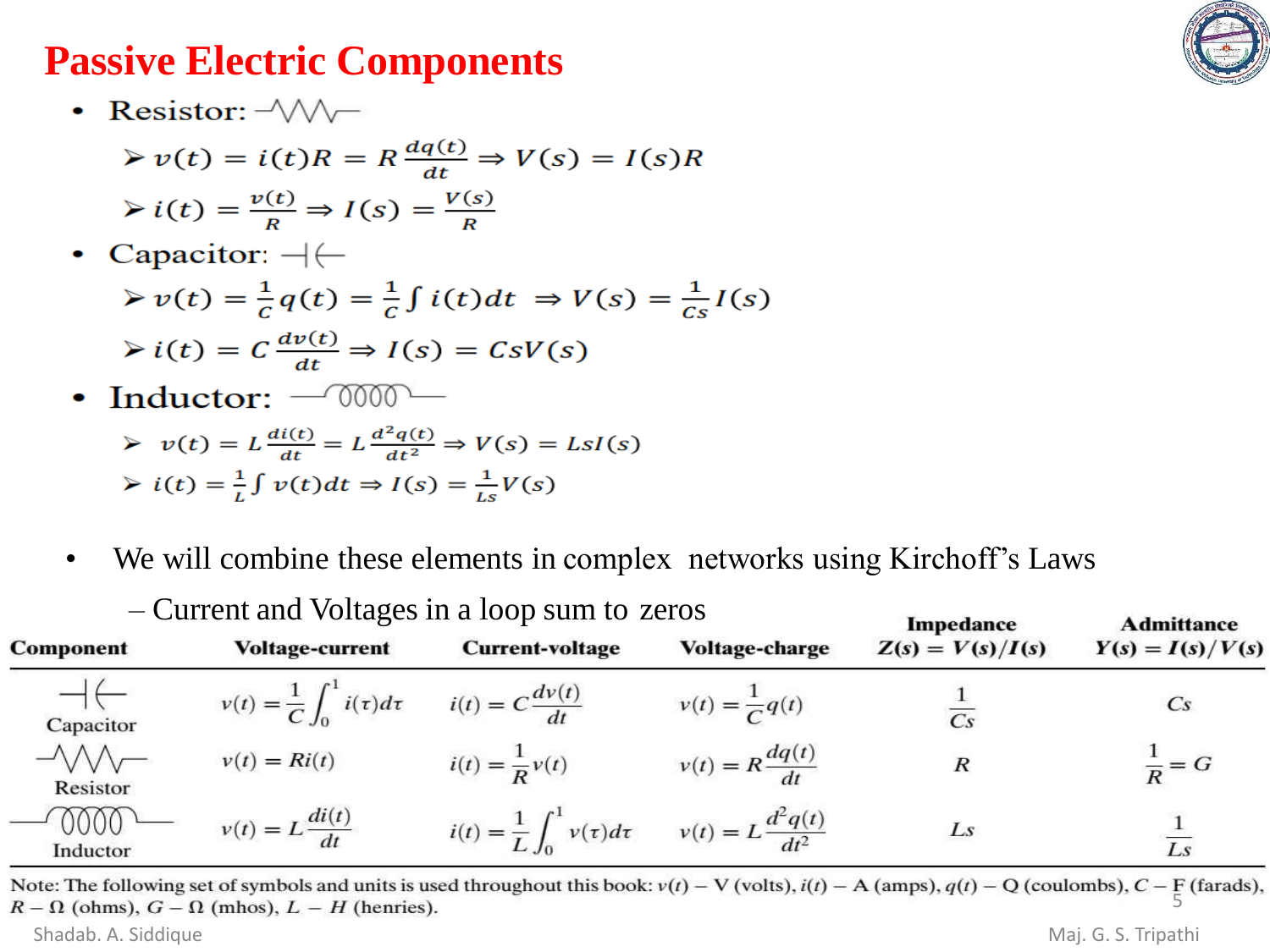# Passive Electric Components

- Resistor:
  - $v(t) = i(t)R = R\frac{dq(t)}{dt} \Rightarrow V(s) = I(s)R$
  - $i(t) = \frac{v(t)}{R} \Rightarrow I(s) = \frac{V(s)}{R}$
- Capacitor:
  - $v(t) = \frac{1}{C}q(t) = \frac{1}{C}\int i(t)dt \;\Rightarrow V(s) = \frac{1}{Cs}I(s)$
  - $i(t) = C\frac{dv(t)}{dt} \Rightarrow I(s) = CsV(s)$
- Inductor:
  - $v(t) = L\frac{di(t)}{dt} = L\frac{d^2q(t)}{dt^2} \Rightarrow V(s) = LsI(s)$
  - $i(t) = \frac{1}{L}\int v(t)dt \Rightarrow I(s) = \frac{1}{Ls}V(s)$

- We will combine these elements in complex networks using Kirchoff's Laws
  - Current and Voltages in a loop sum to zeros

| Component | Voltage-current | Current-voltage | Voltage-charge | Impedance $Z(s) = V(s)/I(s)$ | Admittance $Y(s) = I(s)/V(s)$ |
|---|---|---|---|---|---|
| Capacitor | $v(t) = \frac{1}{C}\int_0^1 i(\tau)d\tau$ | $i(t) = C\frac{dv(t)}{dt}$ | $v(t) = \frac{1}{C}q(t)$ | $\frac{1}{Cs}$ | $Cs$ |
| Resistor | $v(t) = Ri(t)$ | $i(t) = \frac{1}{R}v(t)$ | $v(t) = R\frac{dq(t)}{dt}$ | $R$ | $\frac{1}{R} = G$ |
| Inductor | $v(t) = L\frac{di(t)}{dt}$ | $i(t) = \frac{1}{L}\int_0^1 v(\tau)d\tau$ | $v(t) = L\frac{d^2q(t)}{dt^2}$ | $Ls$ | $\frac{1}{Ls}$ |

Note: The following set of symbols and units is used throughout this book: $v(t)$ – V (volts), $i(t)$ – A (amps), $q(t)$ – Q (coulombs), $C$ – F (farads), $R$ – Ω (ohms), $G$ – Ω (mhos), $L$ – $H$ (henries).

Shadab. A. Siddique

Maj. G. S. Tripathi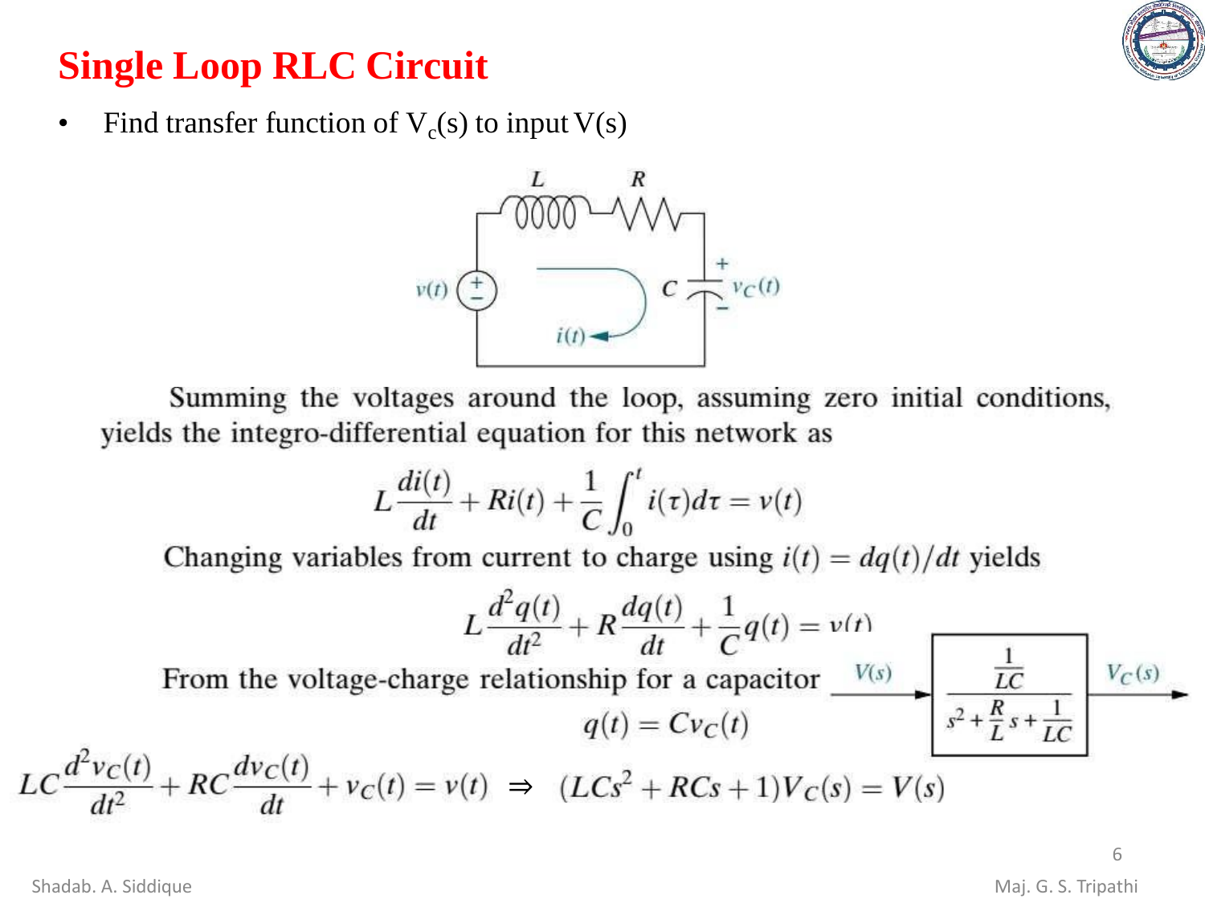# Single Loop RLC Circuit

- Find transfer function of $V_c(s)$ to input $V(s)$

Summing the voltages around the loop, assuming zero initial conditions, yields the integro-differential equation for this network as

$$L\frac{di(t)}{dt} + Ri(t) + \frac{1}{C}\int_0^t i(\tau)d\tau = v(t)$$

Changing variables from current to charge using $i(t) = dq(t)/dt$ yields

$$L\frac{d^2q(t)}{dt^2} + R\frac{dq(t)}{dt} + \frac{1}{C}q(t) = v(t)$$

From the voltage-charge relationship for a capacitor

$$q(t) = Cv_C(t)$$

$$LC\frac{d^2v_C(t)}{dt^2} + RC\frac{dv_C(t)}{dt} + v_C(t) = v(t) \Rightarrow (LCs^2 + RCs + 1)V_C(s) = V(s)$$

$$\frac{V_C(s)}{V(s)} = \frac{\frac{1}{LC}}{s^2 + \frac{R}{L}s + \frac{1}{LC}}$$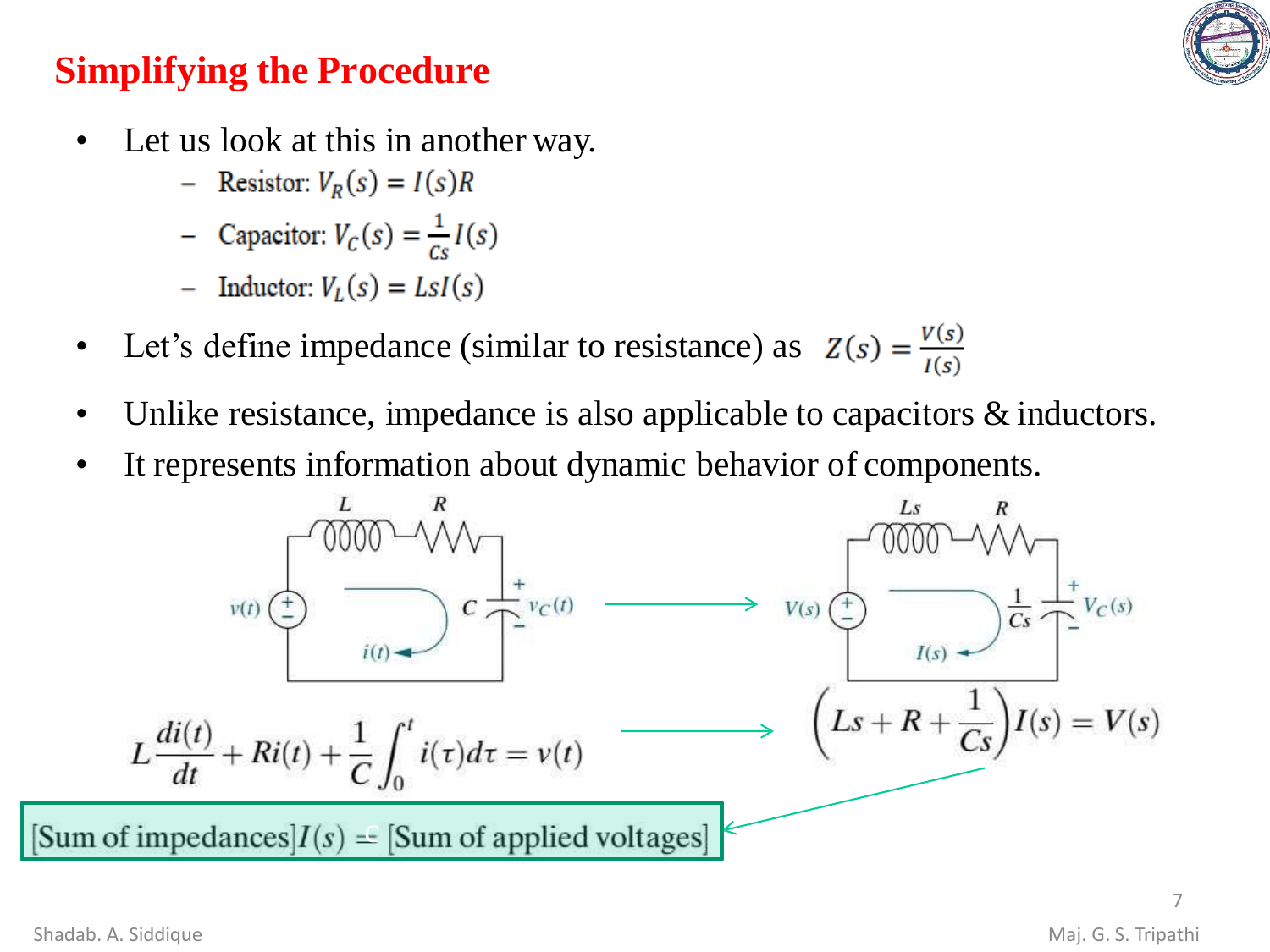## Simplifying the Procedure

- Let us look at this in another way.
  - Resistor: $V_R(s) = I(s)R$
  - Capacitor: $V_C(s) = \frac{1}{Cs}I(s)$
  - Inductor: $V_L(s) = LsI(s)$
- Let's define impedance (similar to resistance) as $Z(s) = \frac{V(s)}{I(s)}$
- Unlike resistance, impedance is also applicable to capacitors & inductors.
- It represents information about dynamic behavior of components.

$$L\frac{di(t)}{dt} + Ri(t) + \frac{1}{C}\int_0^t i(\tau)d\tau = v(t)$$

$$\left(Ls + R + \frac{1}{Cs}\right)I(s) = V(s)$$

[Sum of impedances]$I(s)$ = [Sum of applied voltages]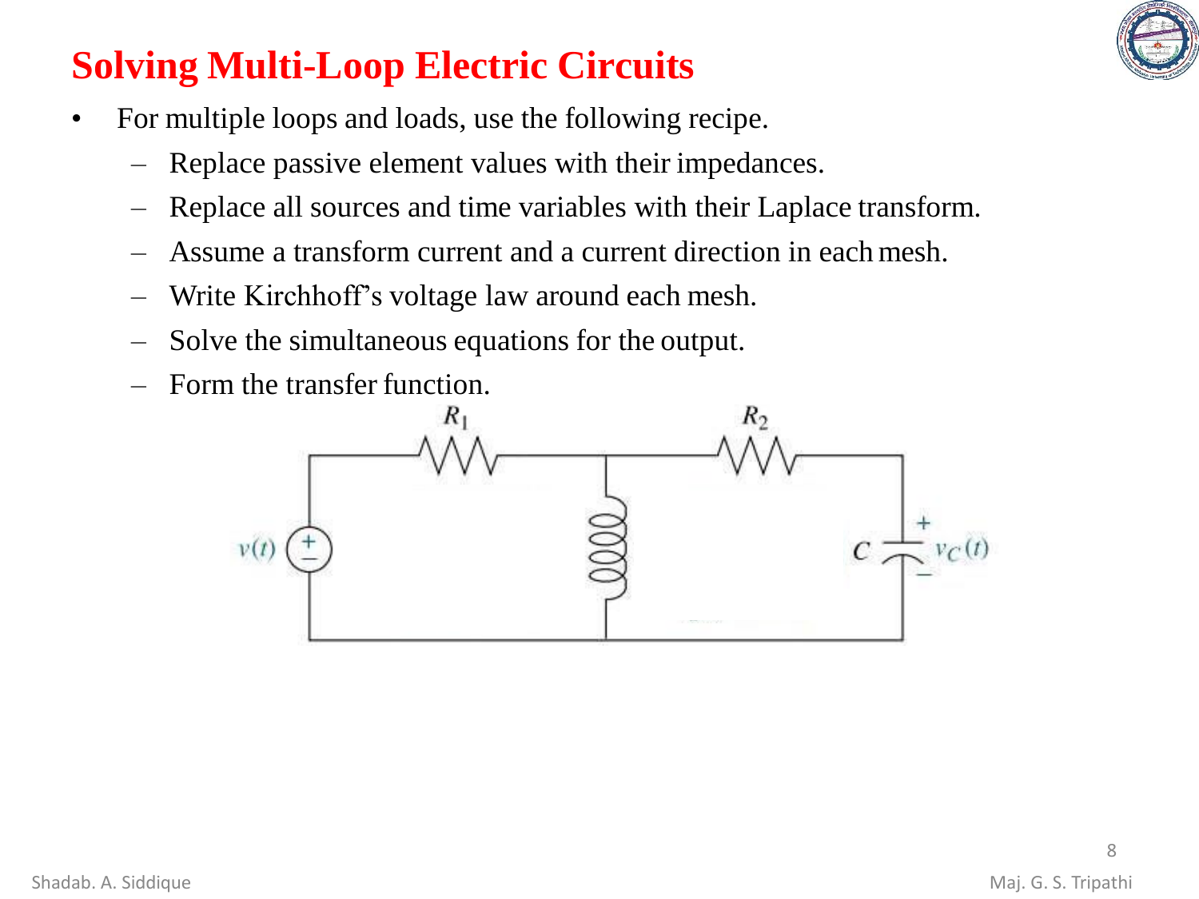# Solving Multi-Loop Electric Circuits

- For multiple loops and loads, use the following recipe.
  - Replace passive element values with their impedances.
  - Replace all sources and time variables with their Laplace transform.
  - Assume a transform current and a current direction in each mesh.
  - Write Kirchhoff's voltage law around each mesh.
  - Solve the simultaneous equations for the output.
  - Form the transfer function.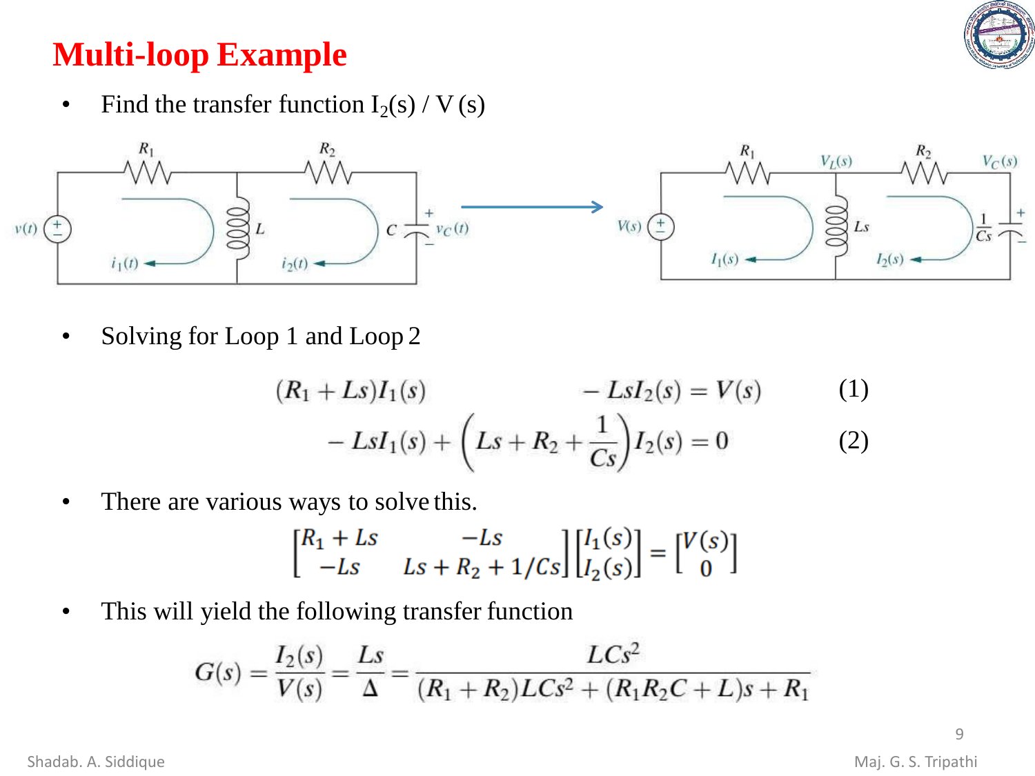# Multi-loop Example

- Find the transfer function $I_2(s) / V(s)$

- Solving for Loop 1 and Loop 2

$$(R_1 + Ls)I_1(s) \qquad - LsI_2(s) = V(s) \qquad (1)$$

$$-LsI_1(s) + \left(Ls + R_2 + \frac{1}{Cs}\right)I_2(s) = 0 \qquad (2)$$

- There are various ways to solve this.

$$\begin{bmatrix} R_1 + Ls & -Ls \\ -Ls & Ls + R_2 + 1/Cs \end{bmatrix} \begin{bmatrix} I_1(s) \\ I_2(s) \end{bmatrix} = \begin{bmatrix} V(s) \\ 0 \end{bmatrix}$$

- This will yield the following transfer function

$$G(s) = \frac{I_2(s)}{V(s)} = \frac{Ls}{\Delta} = \frac{LCs^2}{(R_1 + R_2)LCs^2 + (R_1R_2C + L)s + R_1}$$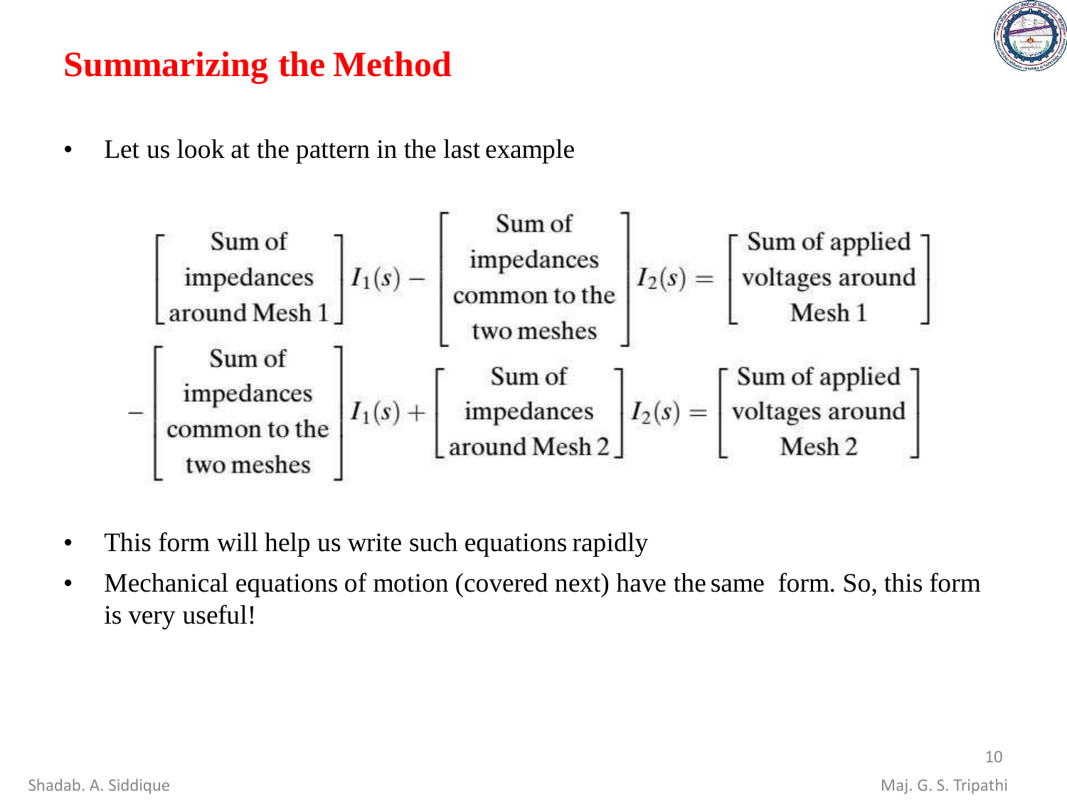# Summarizing the Method

- Let us look at the pattern in the last example

$$\begin{bmatrix} \text{Sum of} \\ \text{impedances} \\ \text{around Mesh 1} \end{bmatrix} I_1(s) - \begin{bmatrix} \text{Sum of} \\ \text{impedances} \\ \text{common to the} \\ \text{two meshes} \end{bmatrix} I_2(s) = \begin{bmatrix} \text{Sum of applied} \\ \text{voltages around} \\ \text{Mesh 1} \end{bmatrix}$$

$$-\begin{bmatrix} \text{Sum of} \\ \text{impedances} \\ \text{common to the} \\ \text{two meshes} \end{bmatrix} I_1(s) + \begin{bmatrix} \text{Sum of} \\ \text{impedances} \\ \text{around Mesh 2} \end{bmatrix} I_2(s) = \begin{bmatrix} \text{Sum of applied} \\ \text{voltages around} \\ \text{Mesh 2} \end{bmatrix}$$

- This form will help us write such equations rapidly
- Mechanical equations of motion (covered next) have the same form. So, this form is very useful!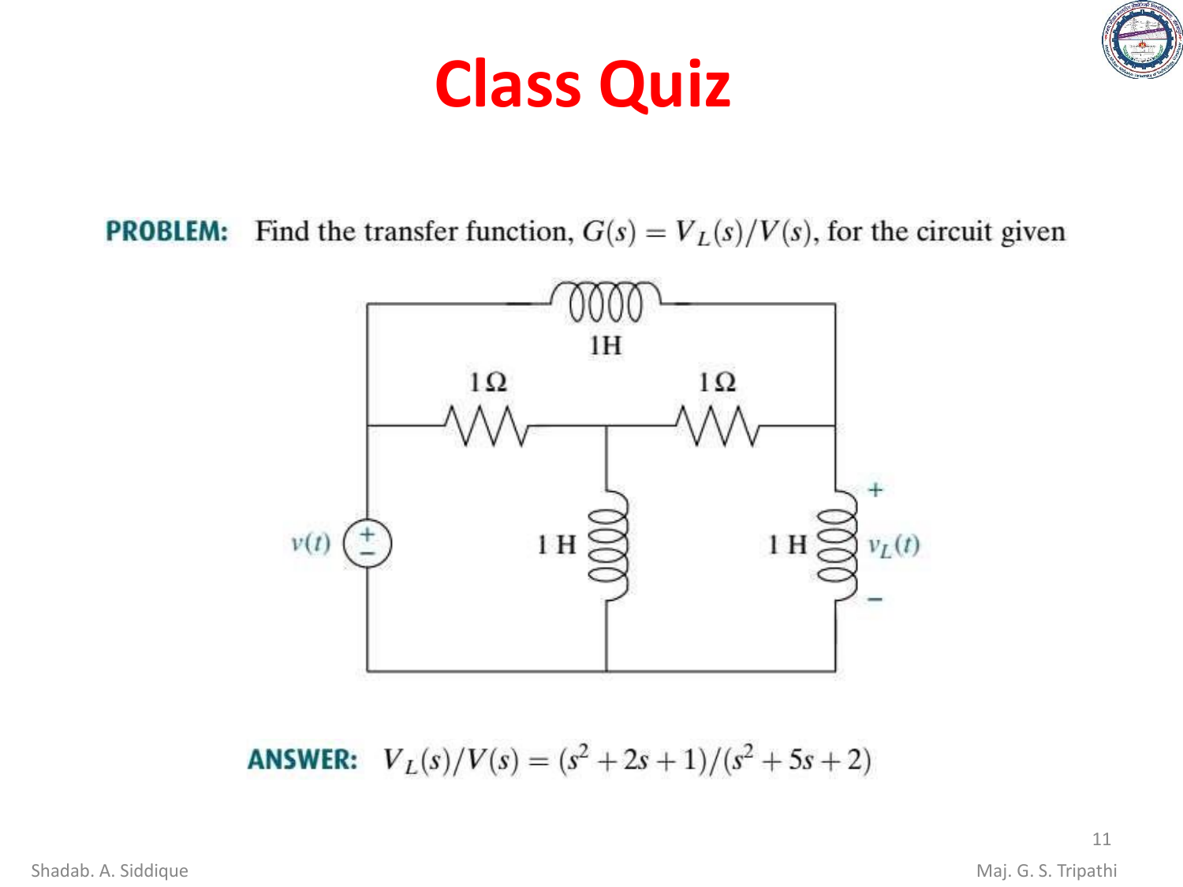# Class Quiz

**PROBLEM:** Find the transfer function, $G(s) = V_L(s)/V(s)$, for the circuit given

**ANSWER:** $V_L(s)/V(s) = (s^2 + 2s + 1)/(s^2 + 5s + 2)$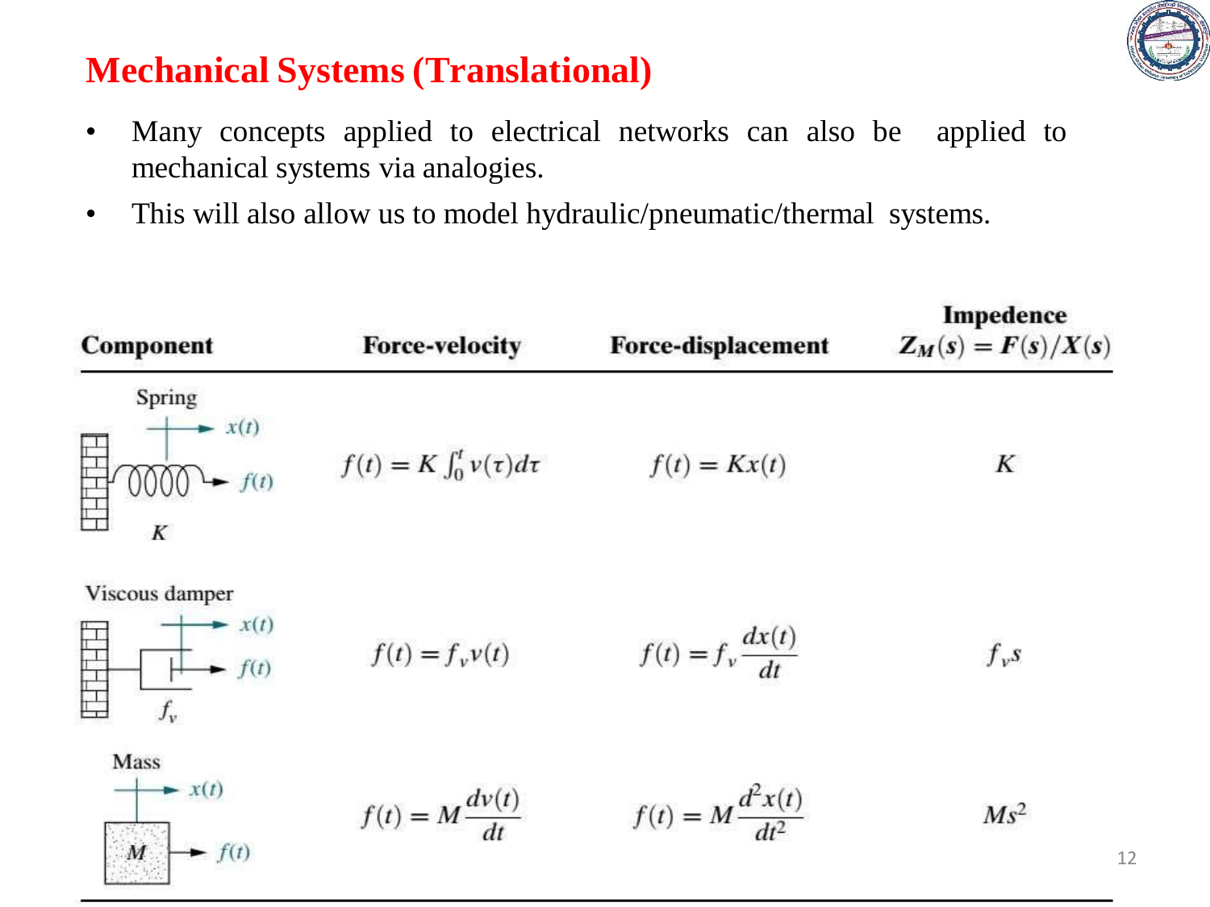# Mechanical Systems (Translational)

- Many concepts applied to electrical networks can also be applied to mechanical systems via analogies.
- This will also allow us to model hydraulic/pneumatic/thermal systems.

| Component | Force-velocity | Force-displacement | Impedence $Z_M(s) = F(s)/X(s)$ |
|---|---|---|---|
| Spring ($K$) | $f(t) = K\int_0^t v(\tau)d\tau$ | $f(t) = Kx(t)$ | $K$ |
| Viscous damper ($f_v$) | $f(t) = f_v v(t)$ | $f(t) = f_v \frac{dx(t)}{dt}$ | $f_v s$ |
| Mass ($M$) | $f(t) = M\frac{dv(t)}{dt}$ | $f(t) = M\frac{d^2x(t)}{dt^2}$ | $Ms^2$ |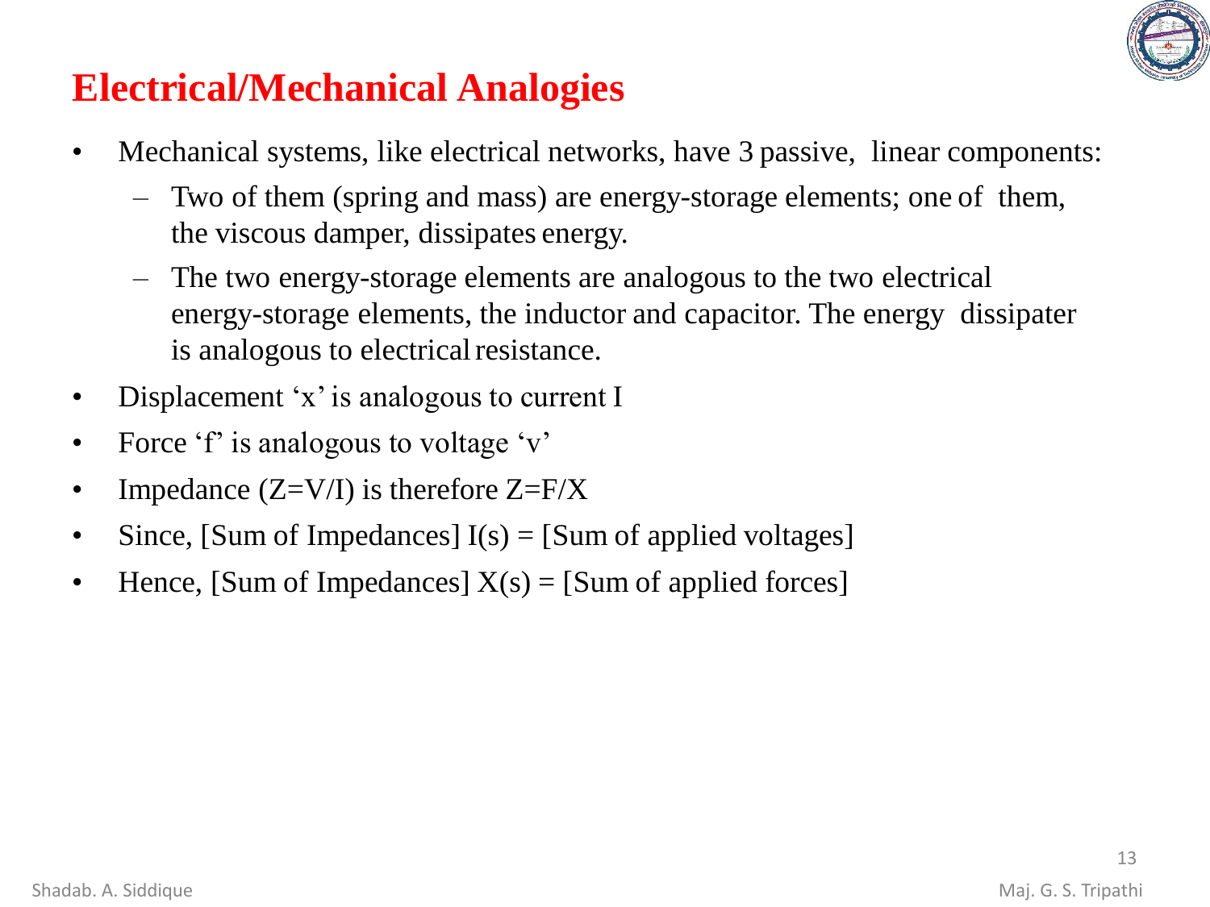# Electrical/Mechanical Analogies

- Mechanical systems, like electrical networks, have 3 passive, linear components:
  - Two of them (spring and mass) are energy-storage elements; one of them, the viscous damper, dissipates energy.
  - The two energy-storage elements are analogous to the two electrical energy-storage elements, the inductor and capacitor. The energy dissipater is analogous to electrical resistance.
- Displacement ‘x’ is analogous to current I
- Force ‘f’ is analogous to voltage ‘v’
- Impedance ($Z=V/I$) is therefore $Z=F/X$
- Since, [Sum of Impedances] $I(s)$ = [Sum of applied voltages]
- Hence, [Sum of Impedances] $X(s)$ = [Sum of applied forces]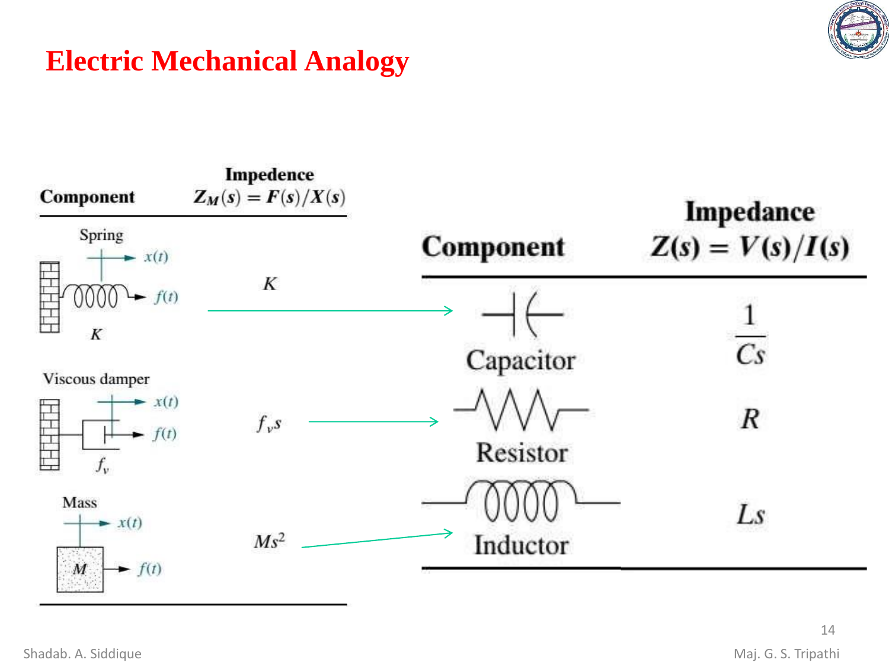# Electric Mechanical Analogy

| Component | Impedence $Z_M(s) = F(s)/X(s)$ |
|---|---|
| Spring ($K$) | $K$ |
| Viscous damper ($f_v$) | $f_v s$ |
| Mass ($M$) | $Ms^2$ |

| Component | Impedance $Z(s) = V(s)/I(s)$ |
|---|---|
| Capacitor | $\frac{1}{Cs}$ |
| Resistor | $R$ |
| Inductor | $Ls$ |

Spring ($K$) → Capacitor

Viscous damper ($f_v s$) → Resistor

Mass ($Ms^2$) → Inductor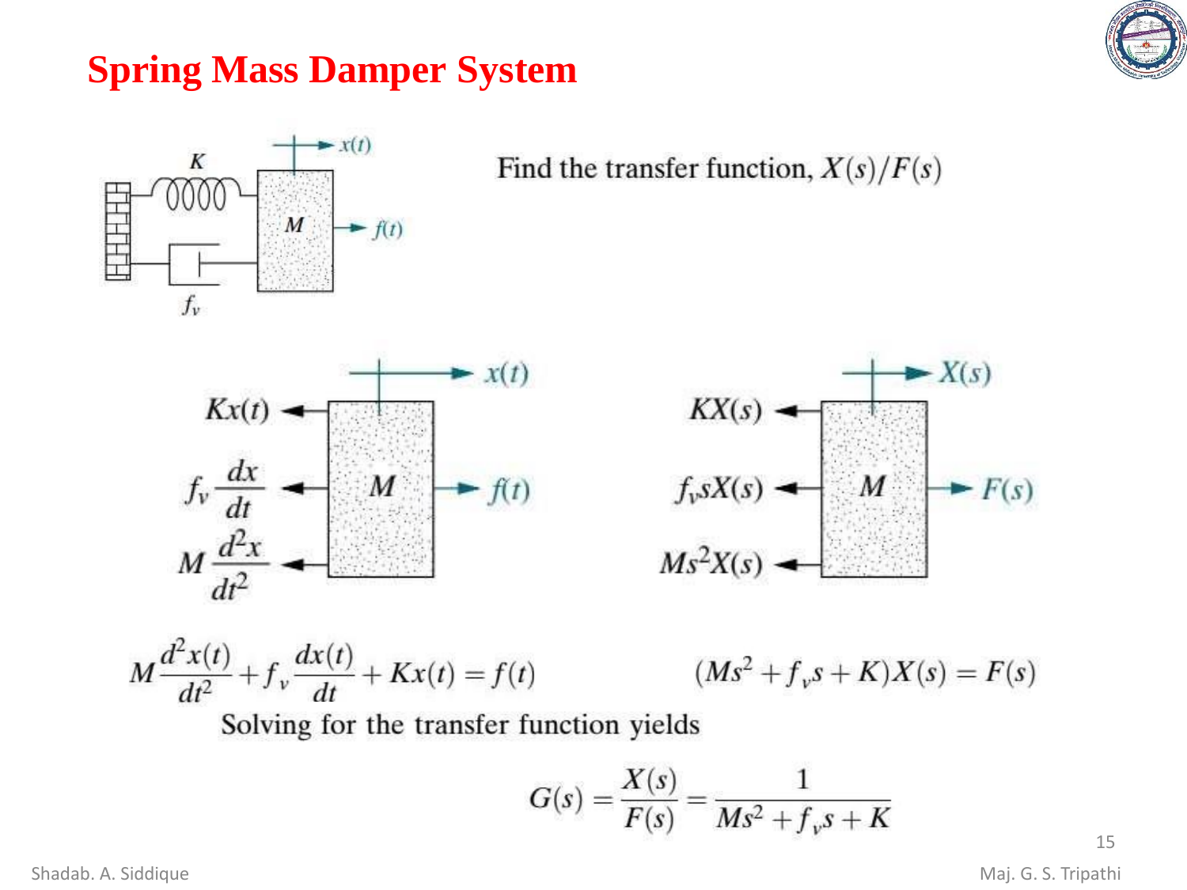# Spring Mass Damper System

Find the transfer function, $X(s)/F(s)$

$$M\frac{d^2x(t)}{dt^2} + f_v\frac{dx(t)}{dt} + Kx(t) = f(t)$$

$$(Ms^2 + f_v s + K)X(s) = F(s)$$

Solving for the transfer function yields

$$G(s) = \frac{X(s)}{F(s)} = \frac{1}{Ms^2 + f_v s + K}$$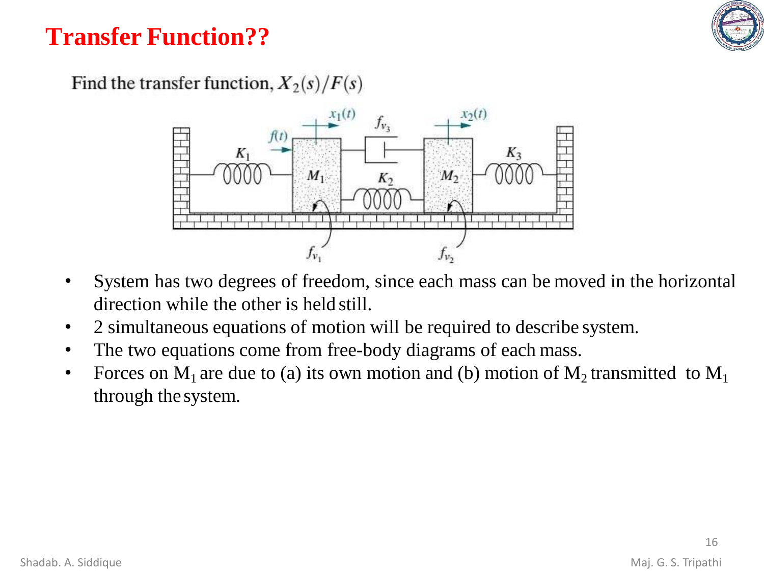# Transfer Function??

Find the transfer function, $X_2(s)/F(s)$

$x_1(t)$

$f_{v_3}$

$x_2(t)$

$f(t)$

$K_1$

$M_1$

$K_2$

$M_2$

$K_3$

$f_{v_1}$

$f_{v_2}$

- System has two degrees of freedom, since each mass can be moved in the horizontal direction while the other is held still.
- 2 simultaneous equations of motion will be required to describe system.
- The two equations come from free-body diagrams of each mass.
- Forces on $M_1$ are due to (a) its own motion and (b) motion of $M_2$ transmitted to $M_1$ through the system.